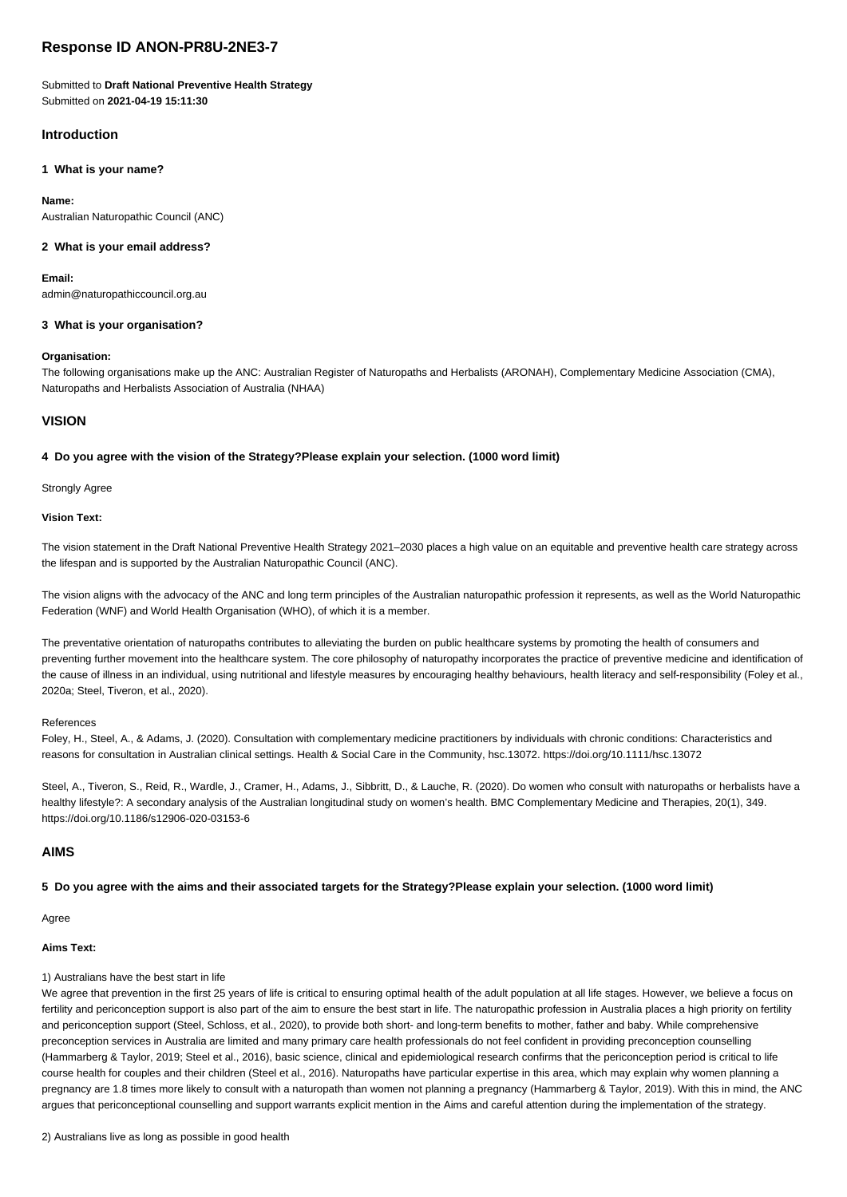# Response ID ANON-PR8U-2NE3-7

Submitted to **Draft National Preventive Health Strategy**
Submitted on **2021-04-19 15:11:30**

## Introduction

### 1 What is your name?

**Name:**
Australian Naturopathic Council (ANC)

### 2 What is your email address?

**Email:**
admin@naturopathiccouncil.org.au

### 3 What is your organisation?

**Organisation:**
The following organisations make up the ANC: Australian Register of Naturopaths and Herbalists (ARONAH), Complementary Medicine Association (CMA), Naturopaths and Herbalists Association of Australia (NHAA)

## VISION

### 4 Do you agree with the vision of the Strategy?Please explain your selection. (1000 word limit)

Strongly Agree

**Vision Text:**

The vision statement in the Draft National Preventive Health Strategy 2021–2030 places a high value on an equitable and preventive health care strategy across the lifespan and is supported by the Australian Naturopathic Council (ANC).

The vision aligns with the advocacy of the ANC and long term principles of the Australian naturopathic profession it represents, as well as the World Naturopathic Federation (WNF) and World Health Organisation (WHO), of which it is a member.

The preventative orientation of naturopaths contributes to alleviating the burden on public healthcare systems by promoting the health of consumers and preventing further movement into the healthcare system. The core philosophy of naturopathy incorporates the practice of preventive medicine and identification of the cause of illness in an individual, using nutritional and lifestyle measures by encouraging healthy behaviours, health literacy and self-responsibility (Foley et al., 2020a; Steel, Tiveron, et al., 2020).

References
Foley, H., Steel, A., & Adams, J. (2020). Consultation with complementary medicine practitioners by individuals with chronic conditions: Characteristics and reasons for consultation in Australian clinical settings. Health & Social Care in the Community, hsc.13072. https://doi.org/10.1111/hsc.13072

Steel, A., Tiveron, S., Reid, R., Wardle, J., Cramer, H., Adams, J., Sibbritt, D., & Lauche, R. (2020). Do women who consult with naturopaths or herbalists have a healthy lifestyle?: A secondary analysis of the Australian longitudinal study on women's health. BMC Complementary Medicine and Therapies, 20(1), 349. https://doi.org/10.1186/s12906-020-03153-6

## AIMS

### 5 Do you agree with the aims and their associated targets for the Strategy?Please explain your selection. (1000 word limit)

Agree

**Aims Text:**

1) Australians have the best start in life
We agree that prevention in the first 25 years of life is critical to ensuring optimal health of the adult population at all life stages. However, we believe a focus on fertility and periconception support is also part of the aim to ensure the best start in life. The naturopathic profession in Australia places a high priority on fertility and periconception support (Steel, Schloss, et al., 2020), to provide both short- and long-term benefits to mother, father and baby. While comprehensive preconception services in Australia are limited and many primary care health professionals do not feel confident in providing preconception counselling (Hammarberg & Taylor, 2019; Steel et al., 2016), basic science, clinical and epidemiological research confirms that the periconception period is critical to life course health for couples and their children (Steel et al., 2016). Naturopaths have particular expertise in this area, which may explain why women planning a pregnancy are 1.8 times more likely to consult with a naturopath than women not planning a pregnancy (Hammarberg & Taylor, 2019). With this in mind, the ANC argues that periconceptional counselling and support warrants explicit mention in the Aims and careful attention during the implementation of the strategy.

2) Australians live as long as possible in good health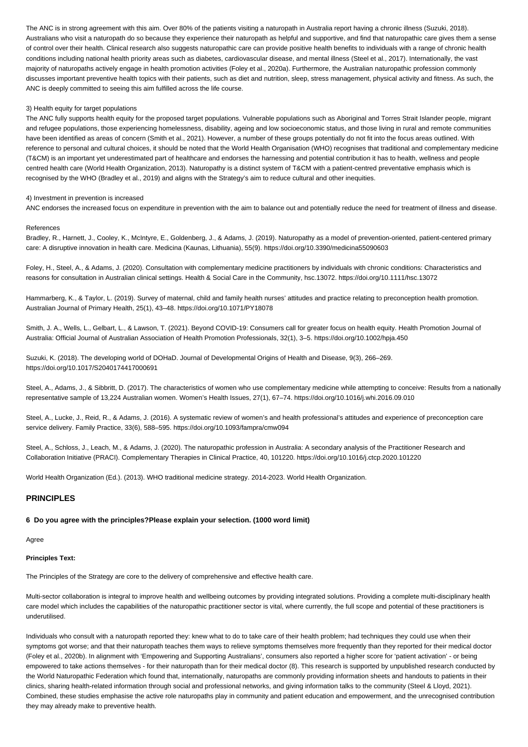The ANC is in strong agreement with this aim. Over 80% of the patients visiting a naturopath in Australia report having a chronic illness (Suzuki, 2018). Australians who visit a naturopath do so because they experience their naturopath as helpful and supportive, and find that naturopathic care gives them a sense of control over their health. Clinical research also suggests naturopathic care can provide positive health benefits to individuals with a range of chronic health conditions including national health priority areas such as diabetes, cardiovascular disease, and mental illness (Steel et al., 2017). Internationally, the vast majority of naturopaths actively engage in health promotion activities (Foley et al., 2020a). Furthermore, the Australian naturopathic profession commonly discusses important preventive health topics with their patients, such as diet and nutrition, sleep, stress management, physical activity and fitness. As such, the ANC is deeply committed to seeing this aim fulfilled across the life course.

3) Health equity for target populations

The ANC fully supports health equity for the proposed target populations. Vulnerable populations such as Aboriginal and Torres Strait Islander people, migrant and refugee populations, those experiencing homelessness, disability, ageing and low socioeconomic status, and those living in rural and remote communities have been identified as areas of concern (Smith et al., 2021). However, a number of these groups potentially do not fit into the focus areas outlined. With reference to personal and cultural choices, it should be noted that the World Health Organisation (WHO) recognises that traditional and complementary medicine (T&CM) is an important yet underestimated part of healthcare and endorses the harnessing and potential contribution it has to health, wellness and people centred health care (World Health Organization, 2013). Naturopathy is a distinct system of T&CM with a patient-centred preventative emphasis which is recognised by the WHO (Bradley et al., 2019) and aligns with the Strategy's aim to reduce cultural and other inequities.

4) Investment in prevention is increased

ANC endorses the increased focus on expenditure in prevention with the aim to balance out and potentially reduce the need for treatment of illness and disease.

References

Bradley, R., Harnett, J., Cooley, K., McIntyre, E., Goldenberg, J., & Adams, J. (2019). Naturopathy as a model of prevention-oriented, patient-centered primary care: A disruptive innovation in health care. Medicina (Kaunas, Lithuania), 55(9). https://doi.org/10.3390/medicina55090603

Foley, H., Steel, A., & Adams, J. (2020). Consultation with complementary medicine practitioners by individuals with chronic conditions: Characteristics and reasons for consultation in Australian clinical settings. Health & Social Care in the Community, hsc.13072. https://doi.org/10.1111/hsc.13072

Hammarberg, K., & Taylor, L. (2019). Survey of maternal, child and family health nurses' attitudes and practice relating to preconception health promotion. Australian Journal of Primary Health, 25(1), 43–48. https://doi.org/10.1071/PY18078

Smith, J. A., Wells, L., Gelbart, L., & Lawson, T. (2021). Beyond COVID-19: Consumers call for greater focus on health equity. Health Promotion Journal of Australia: Official Journal of Australian Association of Health Promotion Professionals, 32(1), 3–5. https://doi.org/10.1002/hpja.450

Suzuki, K. (2018). The developing world of DOHaD. Journal of Developmental Origins of Health and Disease, 9(3), 266–269. https://doi.org/10.1017/S2040174417000691

Steel, A., Adams, J., & Sibbritt, D. (2017). The characteristics of women who use complementary medicine while attempting to conceive: Results from a nationally representative sample of 13,224 Australian women. Women's Health Issues, 27(1), 67–74. https://doi.org/10.1016/j.whi.2016.09.010

Steel, A., Lucke, J., Reid, R., & Adams, J. (2016). A systematic review of women's and health professional's attitudes and experience of preconception care service delivery. Family Practice, 33(6), 588–595. https://doi.org/10.1093/fampra/cmw094

Steel, A., Schloss, J., Leach, M., & Adams, J. (2020). The naturopathic profession in Australia: A secondary analysis of the Practitioner Research and Collaboration Initiative (PRACI). Complementary Therapies in Clinical Practice, 40, 101220. https://doi.org/10.1016/j.ctcp.2020.101220

World Health Organization (Ed.). (2013). WHO traditional medicine strategy. 2014-2023. World Health Organization.

## PRINCIPLES

**6 Do you agree with the principles?Please explain your selection. (1000 word limit)**

Agree

**Principles Text:**

The Principles of the Strategy are core to the delivery of comprehensive and effective health care.

Multi-sector collaboration is integral to improve health and wellbeing outcomes by providing integrated solutions. Providing a complete multi-disciplinary health care model which includes the capabilities of the naturopathic practitioner sector is vital, where currently, the full scope and potential of these practitioners is underutilised.

Individuals who consult with a naturopath reported they: knew what to do to take care of their health problem; had techniques they could use when their symptoms got worse; and that their naturopath teaches them ways to relieve symptoms themselves more frequently than they reported for their medical doctor (Foley et al., 2020b). In alignment with 'Empowering and Supporting Australians', consumers also reported a higher score for 'patient activation' - or being empowered to take actions themselves - for their naturopath than for their medical doctor (8). This research is supported by unpublished research conducted by the World Naturopathic Federation which found that, internationally, naturopaths are commonly providing information sheets and handouts to patients in their clinics, sharing health-related information through social and professional networks, and giving information talks to the community (Steel & Lloyd, 2021). Combined, these studies emphasise the active role naturopaths play in community and patient education and empowerment, and the unrecognised contribution they may already make to preventive health.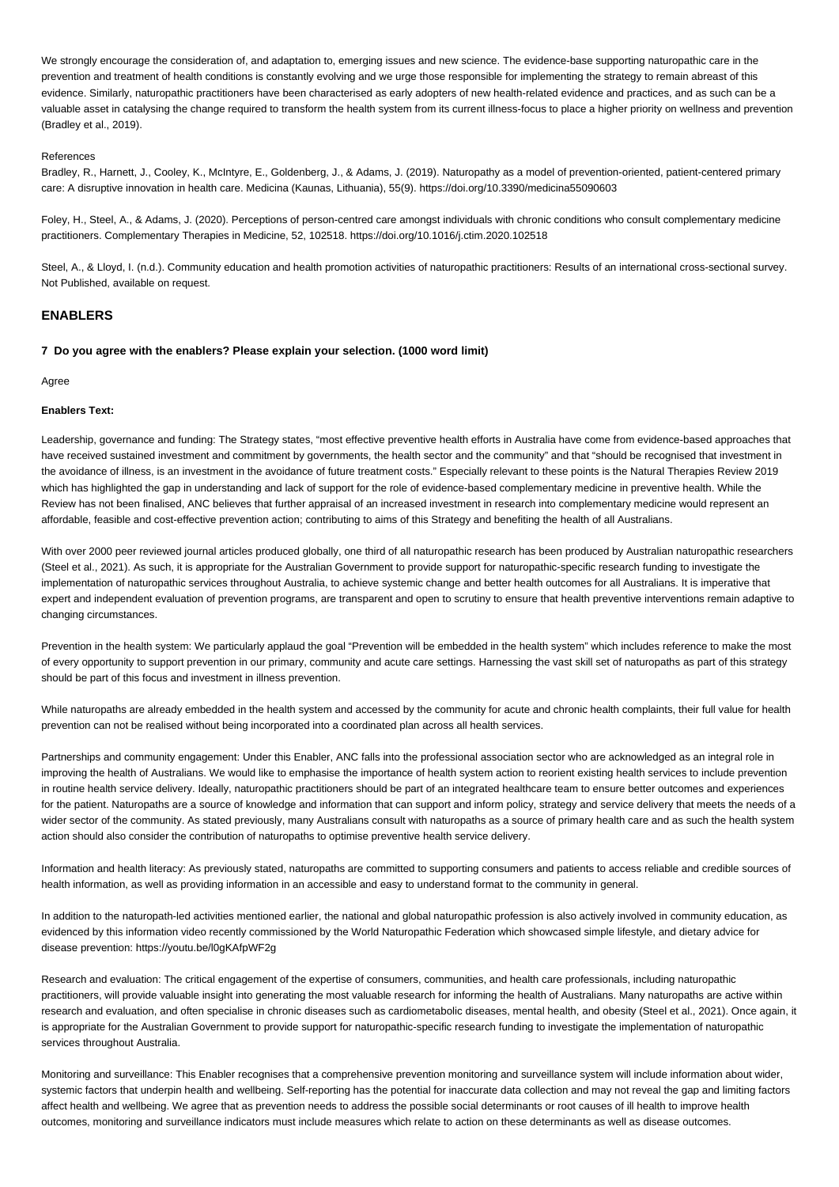We strongly encourage the consideration of, and adaptation to, emerging issues and new science. The evidence-base supporting naturopathic care in the prevention and treatment of health conditions is constantly evolving and we urge those responsible for implementing the strategy to remain abreast of this evidence. Similarly, naturopathic practitioners have been characterised as early adopters of new health-related evidence and practices, and as such can be a valuable asset in catalysing the change required to transform the health system from its current illness-focus to place a higher priority on wellness and prevention (Bradley et al., 2019).

References

Bradley, R., Harnett, J., Cooley, K., McIntyre, E., Goldenberg, J., & Adams, J. (2019). Naturopathy as a model of prevention-oriented, patient-centered primary care: A disruptive innovation in health care. Medicina (Kaunas, Lithuania), 55(9). https://doi.org/10.3390/medicina55090603

Foley, H., Steel, A., & Adams, J. (2020). Perceptions of person-centred care amongst individuals with chronic conditions who consult complementary medicine practitioners. Complementary Therapies in Medicine, 52, 102518. https://doi.org/10.1016/j.ctim.2020.102518

Steel, A., & Lloyd, I. (n.d.). Community education and health promotion activities of naturopathic practitioners: Results of an international cross-sectional survey. Not Published, available on request.

## ENABLERS

**7 Do you agree with the enablers? Please explain your selection. (1000 word limit)**

Agree

**Enablers Text:**

Leadership, governance and funding: The Strategy states, "most effective preventive health efforts in Australia have come from evidence-based approaches that have received sustained investment and commitment by governments, the health sector and the community" and that "should be recognised that investment in the avoidance of illness, is an investment in the avoidance of future treatment costs." Especially relevant to these points is the Natural Therapies Review 2019 which has highlighted the gap in understanding and lack of support for the role of evidence-based complementary medicine in preventive health. While the Review has not been finalised, ANC believes that further appraisal of an increased investment in research into complementary medicine would represent an affordable, feasible and cost-effective prevention action; contributing to aims of this Strategy and benefiting the health of all Australians.

With over 2000 peer reviewed journal articles produced globally, one third of all naturopathic research has been produced by Australian naturopathic researchers (Steel et al., 2021). As such, it is appropriate for the Australian Government to provide support for naturopathic-specific research funding to investigate the implementation of naturopathic services throughout Australia, to achieve systemic change and better health outcomes for all Australians. It is imperative that expert and independent evaluation of prevention programs, are transparent and open to scrutiny to ensure that health preventive interventions remain adaptive to changing circumstances.

Prevention in the health system: We particularly applaud the goal "Prevention will be embedded in the health system" which includes reference to make the most of every opportunity to support prevention in our primary, community and acute care settings. Harnessing the vast skill set of naturopaths as part of this strategy should be part of this focus and investment in illness prevention.

While naturopaths are already embedded in the health system and accessed by the community for acute and chronic health complaints, their full value for health prevention can not be realised without being incorporated into a coordinated plan across all health services.

Partnerships and community engagement: Under this Enabler, ANC falls into the professional association sector who are acknowledged as an integral role in improving the health of Australians. We would like to emphasise the importance of health system action to reorient existing health services to include prevention in routine health service delivery. Ideally, naturopathic practitioners should be part of an integrated healthcare team to ensure better outcomes and experiences for the patient. Naturopaths are a source of knowledge and information that can support and inform policy, strategy and service delivery that meets the needs of a wider sector of the community. As stated previously, many Australians consult with naturopaths as a source of primary health care and as such the health system action should also consider the contribution of naturopaths to optimise preventive health service delivery.

Information and health literacy: As previously stated, naturopaths are committed to supporting consumers and patients to access reliable and credible sources of health information, as well as providing information in an accessible and easy to understand format to the community in general.

In addition to the naturopath-led activities mentioned earlier, the national and global naturopathic profession is also actively involved in community education, as evidenced by this information video recently commissioned by the World Naturopathic Federation which showcased simple lifestyle, and dietary advice for disease prevention: https://youtu.be/l0gKAfpWF2g

Research and evaluation: The critical engagement of the expertise of consumers, communities, and health care professionals, including naturopathic practitioners, will provide valuable insight into generating the most valuable research for informing the health of Australians. Many naturopaths are active within research and evaluation, and often specialise in chronic diseases such as cardiometabolic diseases, mental health, and obesity (Steel et al., 2021). Once again, it is appropriate for the Australian Government to provide support for naturopathic-specific research funding to investigate the implementation of naturopathic services throughout Australia.

Monitoring and surveillance: This Enabler recognises that a comprehensive prevention monitoring and surveillance system will include information about wider, systemic factors that underpin health and wellbeing. Self-reporting has the potential for inaccurate data collection and may not reveal the gap and limiting factors affect health and wellbeing. We agree that as prevention needs to address the possible social determinants or root causes of ill health to improve health outcomes, monitoring and surveillance indicators must include measures which relate to action on these determinants as well as disease outcomes.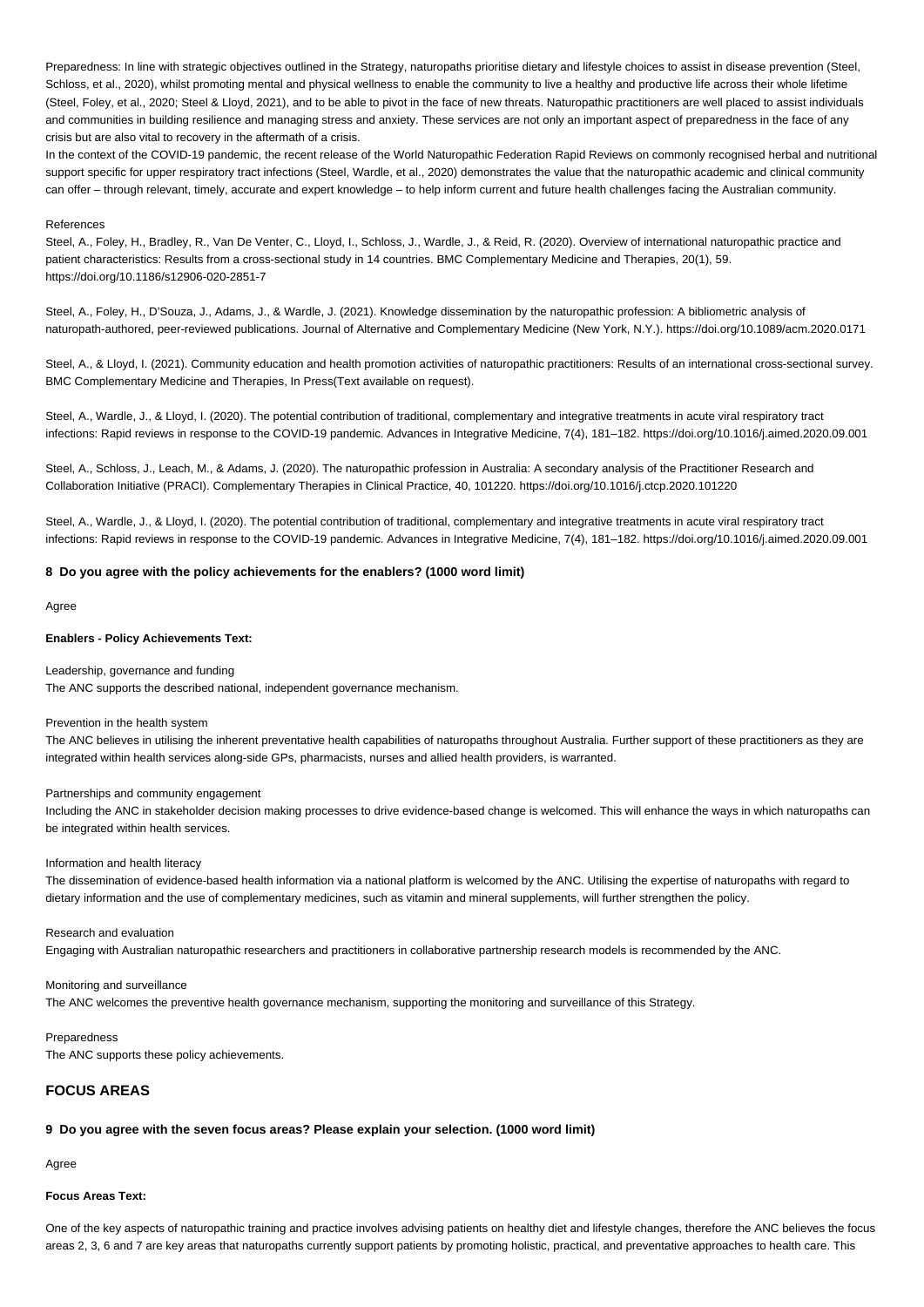Preparedness: In line with strategic objectives outlined in the Strategy, naturopaths prioritise dietary and lifestyle choices to assist in disease prevention (Steel, Schloss, et al., 2020), whilst promoting mental and physical wellness to enable the community to live a healthy and productive life across their whole lifetime (Steel, Foley, et al., 2020; Steel & Lloyd, 2021), and to be able to pivot in the face of new threats. Naturopathic practitioners are well placed to assist individuals and communities in building resilience and managing stress and anxiety. These services are not only an important aspect of preparedness in the face of any crisis but are also vital to recovery in the aftermath of a crisis.

In the context of the COVID-19 pandemic, the recent release of the World Naturopathic Federation Rapid Reviews on commonly recognised herbal and nutritional support specific for upper respiratory tract infections (Steel, Wardle, et al., 2020) demonstrates the value that the naturopathic academic and clinical community can offer – through relevant, timely, accurate and expert knowledge – to help inform current and future health challenges facing the Australian community.

References

Steel, A., Foley, H., Bradley, R., Van De Venter, C., Lloyd, I., Schloss, J., Wardle, J., & Reid, R. (2020). Overview of international naturopathic practice and patient characteristics: Results from a cross-sectional study in 14 countries. BMC Complementary Medicine and Therapies, 20(1), 59. https://doi.org/10.1186/s12906-020-2851-7

Steel, A., Foley, H., D'Souza, J., Adams, J., & Wardle, J. (2021). Knowledge dissemination by the naturopathic profession: A bibliometric analysis of naturopath-authored, peer-reviewed publications. Journal of Alternative and Complementary Medicine (New York, N.Y.). https://doi.org/10.1089/acm.2020.0171

Steel, A., & Lloyd, I. (2021). Community education and health promotion activities of naturopathic practitioners: Results of an international cross-sectional survey. BMC Complementary Medicine and Therapies, In Press(Text available on request).

Steel, A., Wardle, J., & Lloyd, I. (2020). The potential contribution of traditional, complementary and integrative treatments in acute viral respiratory tract infections: Rapid reviews in response to the COVID-19 pandemic. Advances in Integrative Medicine, 7(4), 181–182. https://doi.org/10.1016/j.aimed.2020.09.001

Steel, A., Schloss, J., Leach, M., & Adams, J. (2020). The naturopathic profession in Australia: A secondary analysis of the Practitioner Research and Collaboration Initiative (PRACI). Complementary Therapies in Clinical Practice, 40, 101220. https://doi.org/10.1016/j.ctcp.2020.101220

Steel, A., Wardle, J., & Lloyd, I. (2020). The potential contribution of traditional, complementary and integrative treatments in acute viral respiratory tract infections: Rapid reviews in response to the COVID-19 pandemic. Advances in Integrative Medicine, 7(4), 181–182. https://doi.org/10.1016/j.aimed.2020.09.001

**8 Do you agree with the policy achievements for the enablers? (1000 word limit)**

Agree

**Enablers - Policy Achievements Text:**

Leadership, governance and funding
The ANC supports the described national, independent governance mechanism.

Prevention in the health system
The ANC believes in utilising the inherent preventative health capabilities of naturopaths throughout Australia. Further support of these practitioners as they are integrated within health services along-side GPs, pharmacists, nurses and allied health providers, is warranted.

Partnerships and community engagement
Including the ANC in stakeholder decision making processes to drive evidence-based change is welcomed. This will enhance the ways in which naturopaths can be integrated within health services.

Information and health literacy
The dissemination of evidence-based health information via a national platform is welcomed by the ANC. Utilising the expertise of naturopaths with regard to dietary information and the use of complementary medicines, such as vitamin and mineral supplements, will further strengthen the policy.

Research and evaluation
Engaging with Australian naturopathic researchers and practitioners in collaborative partnership research models is recommended by the ANC.

Monitoring and surveillance
The ANC welcomes the preventive health governance mechanism, supporting the monitoring and surveillance of this Strategy.

Preparedness
The ANC supports these policy achievements.

## FOCUS AREAS

**9 Do you agree with the seven focus areas? Please explain your selection. (1000 word limit)**

Agree

**Focus Areas Text:**

One of the key aspects of naturopathic training and practice involves advising patients on healthy diet and lifestyle changes, therefore the ANC believes the focus areas 2, 3, 6 and 7 are key areas that naturopaths currently support patients by promoting holistic, practical, and preventative approaches to health care. This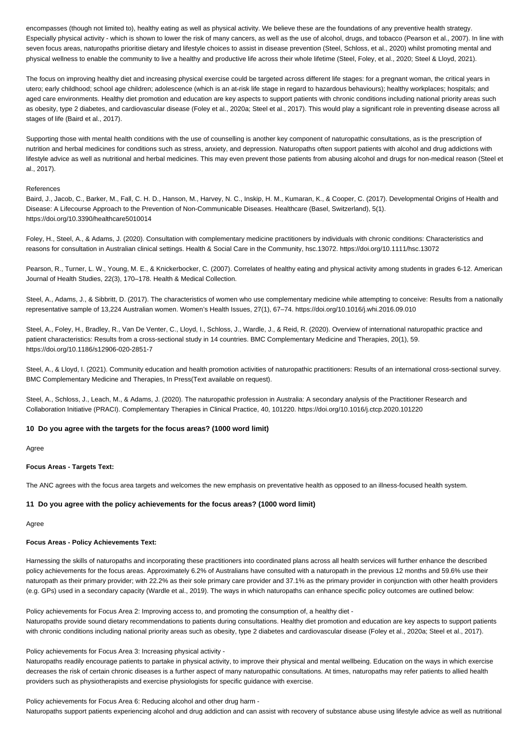encompasses (though not limited to), healthy eating as well as physical activity. We believe these are the foundations of any preventive health strategy. Especially physical activity - which is shown to lower the risk of many cancers, as well as the use of alcohol, drugs, and tobacco (Pearson et al., 2007). In line with seven focus areas, naturopaths prioritise dietary and lifestyle choices to assist in disease prevention (Steel, Schloss, et al., 2020) whilst promoting mental and physical wellness to enable the community to live a healthy and productive life across their whole lifetime (Steel, Foley, et al., 2020; Steel & Lloyd, 2021).

The focus on improving healthy diet and increasing physical exercise could be targeted across different life stages: for a pregnant woman, the critical years in utero; early childhood; school age children; adolescence (which is an at-risk life stage in regard to hazardous behaviours); healthy workplaces; hospitals; and aged care environments. Healthy diet promotion and education are key aspects to support patients with chronic conditions including national priority areas such as obesity, type 2 diabetes, and cardiovascular disease (Foley et al., 2020a; Steel et al., 2017). This would play a significant role in preventing disease across all stages of life (Baird et al., 2017).

Supporting those with mental health conditions with the use of counselling is another key component of naturopathic consultations, as is the prescription of nutrition and herbal medicines for conditions such as stress, anxiety, and depression. Naturopaths often support patients with alcohol and drug addictions with lifestyle advice as well as nutritional and herbal medicines. This may even prevent those patients from abusing alcohol and drugs for non-medical reason (Steel et al., 2017).

References

Baird, J., Jacob, C., Barker, M., Fall, C. H. D., Hanson, M., Harvey, N. C., Inskip, H. M., Kumaran, K., & Cooper, C. (2017). Developmental Origins of Health and Disease: A Lifecourse Approach to the Prevention of Non-Communicable Diseases. Healthcare (Basel, Switzerland), 5(1). https://doi.org/10.3390/healthcare5010014

Foley, H., Steel, A., & Adams, J. (2020). Consultation with complementary medicine practitioners by individuals with chronic conditions: Characteristics and reasons for consultation in Australian clinical settings. Health & Social Care in the Community, hsc.13072. https://doi.org/10.1111/hsc.13072

Pearson, R., Turner, L. W., Young, M. E., & Knickerbocker, C. (2007). Correlates of healthy eating and physical activity among students in grades 6-12. American Journal of Health Studies, 22(3), 170–178. Health & Medical Collection.

Steel, A., Adams, J., & Sibbritt, D. (2017). The characteristics of women who use complementary medicine while attempting to conceive: Results from a nationally representative sample of 13,224 Australian women. Women's Health Issues, 27(1), 67–74. https://doi.org/10.1016/j.whi.2016.09.010

Steel, A., Foley, H., Bradley, R., Van De Venter, C., Lloyd, I., Schloss, J., Wardle, J., & Reid, R. (2020). Overview of international naturopathic practice and patient characteristics: Results from a cross-sectional study in 14 countries. BMC Complementary Medicine and Therapies, 20(1), 59. https://doi.org/10.1186/s12906-020-2851-7

Steel, A., & Lloyd, I. (2021). Community education and health promotion activities of naturopathic practitioners: Results of an international cross-sectional survey. BMC Complementary Medicine and Therapies, In Press(Text available on request).

Steel, A., Schloss, J., Leach, M., & Adams, J. (2020). The naturopathic profession in Australia: A secondary analysis of the Practitioner Research and Collaboration Initiative (PRACI). Complementary Therapies in Clinical Practice, 40, 101220. https://doi.org/10.1016/j.ctcp.2020.101220

**10 Do you agree with the targets for the focus areas? (1000 word limit)**

Agree

**Focus Areas - Targets Text:**

The ANC agrees with the focus area targets and welcomes the new emphasis on preventative health as opposed to an illness-focused health system.

**11 Do you agree with the policy achievements for the focus areas? (1000 word limit)**

Agree

**Focus Areas - Policy Achievements Text:**

Harnessing the skills of naturopaths and incorporating these practitioners into coordinated plans across all health services will further enhance the described policy achievements for the focus areas. Approximately 6.2% of Australians have consulted with a naturopath in the previous 12 months and 59.6% use their naturopath as their primary provider; with 22.2% as their sole primary care provider and 37.1% as the primary provider in conjunction with other health providers (e.g. GPs) used in a secondary capacity (Wardle et al., 2019). The ways in which naturopaths can enhance specific policy outcomes are outlined below:

Policy achievements for Focus Area 2: Improving access to, and promoting the consumption of, a healthy diet -
Naturopaths provide sound dietary recommendations to patients during consultations. Healthy diet promotion and education are key aspects to support patients with chronic conditions including national priority areas such as obesity, type 2 diabetes and cardiovascular disease (Foley et al., 2020a; Steel et al., 2017).

Policy achievements for Focus Area 3: Increasing physical activity -
Naturopaths readily encourage patients to partake in physical activity, to improve their physical and mental wellbeing. Education on the ways in which exercise decreases the risk of certain chronic diseases is a further aspect of many naturopathic consultations. At times, naturopaths may refer patients to allied health providers such as physiotherapists and exercise physiologists for specific guidance with exercise.

Policy achievements for Focus Area 6: Reducing alcohol and other drug harm -
Naturopaths support patients experiencing alcohol and drug addiction and can assist with recovery of substance abuse using lifestyle advice as well as nutritional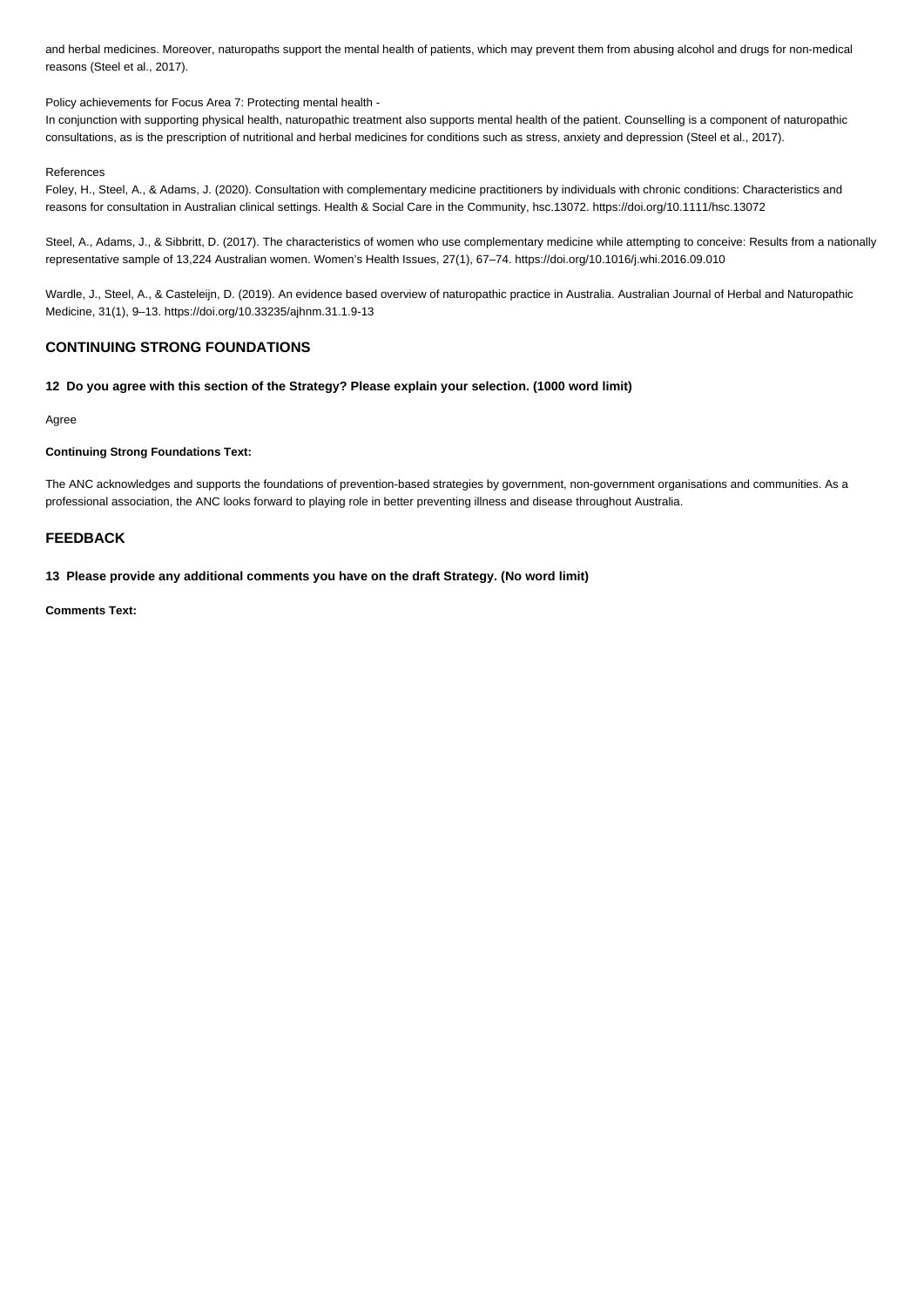and herbal medicines. Moreover, naturopaths support the mental health of patients, which may prevent them from abusing alcohol and drugs for non-medical reasons (Steel et al., 2017).

Policy achievements for Focus Area 7: Protecting mental health -
In conjunction with supporting physical health, naturopathic treatment also supports mental health of the patient. Counselling is a component of naturopathic consultations, as is the prescription of nutritional and herbal medicines for conditions such as stress, anxiety and depression (Steel et al., 2017).

References
Foley, H., Steel, A., & Adams, J. (2020). Consultation with complementary medicine practitioners by individuals with chronic conditions: Characteristics and reasons for consultation in Australian clinical settings. Health & Social Care in the Community, hsc.13072. https://doi.org/10.1111/hsc.13072

Steel, A., Adams, J., & Sibbritt, D. (2017). The characteristics of women who use complementary medicine while attempting to conceive: Results from a nationally representative sample of 13,224 Australian women. Women's Health Issues, 27(1), 67–74. https://doi.org/10.1016/j.whi.2016.09.010

Wardle, J., Steel, A., & Casteleijn, D. (2019). An evidence based overview of naturopathic practice in Australia. Australian Journal of Herbal and Naturopathic Medicine, 31(1), 9–13. https://doi.org/10.33235/ajhnm.31.1.9-13

## CONTINUING STRONG FOUNDATIONS

**12 Do you agree with this section of the Strategy? Please explain your selection. (1000 word limit)**

Agree

**Continuing Strong Foundations Text:**

The ANC acknowledges and supports the foundations of prevention-based strategies by government, non-government organisations and communities. As a professional association, the ANC looks forward to playing role in better preventing illness and disease throughout Australia.

## FEEDBACK

**13 Please provide any additional comments you have on the draft Strategy. (No word limit)**

**Comments Text:**